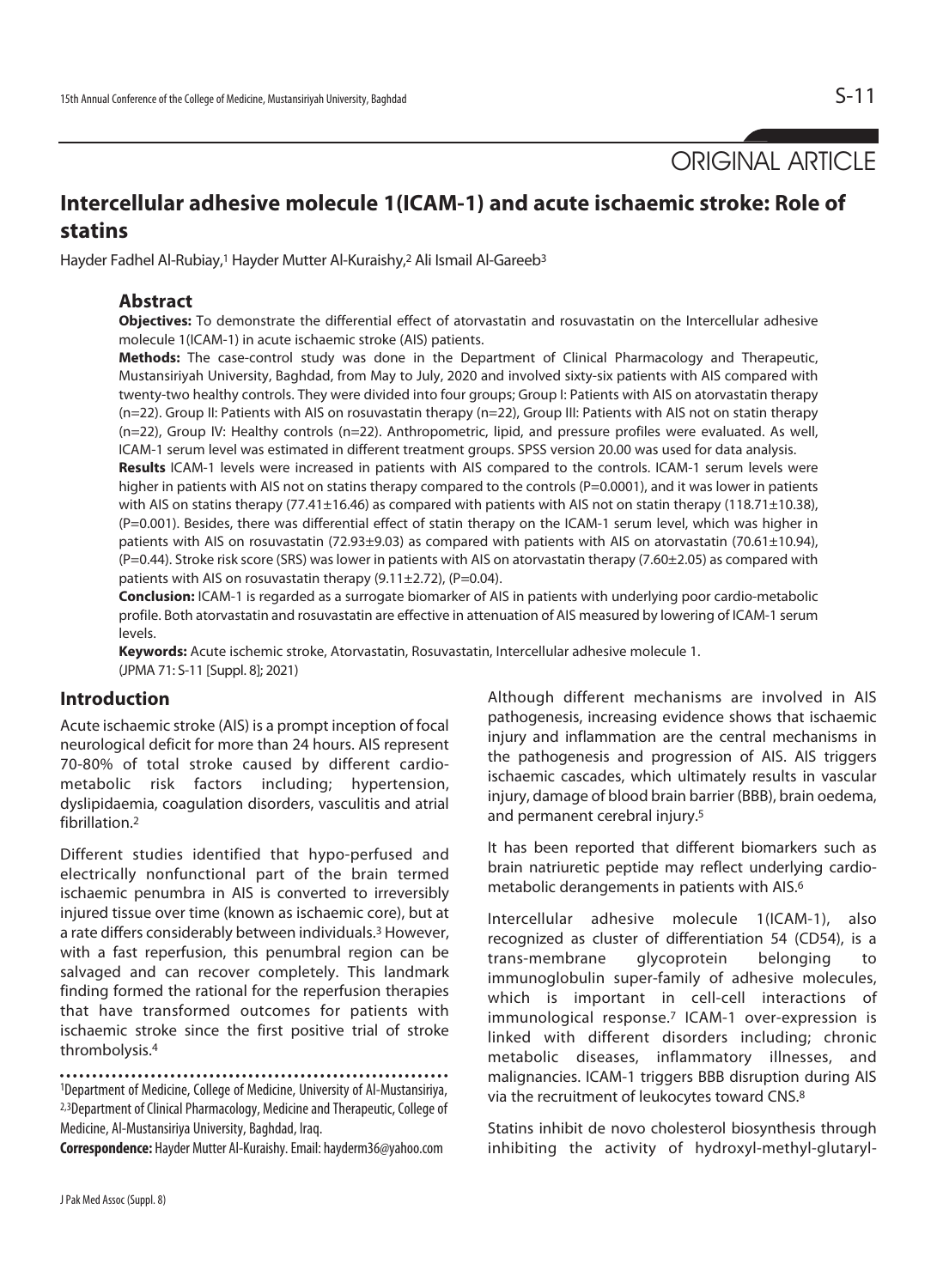ORIGINAL ARTICLE

# Intercellular adhesive molecule 1(ICAM-1) and acute ischaemic stroke: Role of statins

Hayder Fadhel Al-Rubiay,[1] Hayder Mutter Al-Kuraishy,[2] Ali Ismail Al-Gareeb[3]

## Abstract

**Objectives:** To demonstrate the differential effect of atorvastatin and rosuvastatin on the Intercellular adhesive molecule 1(ICAM-1) in acute ischaemic stroke (AIS) patients.

**Methods:** The case-control study was done in the Department of Clinical Pharmacology and Therapeutic, Mustansiriyah University, Baghdad, from May to July, 2020 and involved sixty-six patients with AIS compared with twenty-two healthy controls. They were divided into four groups; Group I: Patients with AIS on atorvastatin therapy (n=22). Group II: Patients with AIS on rosuvastatin therapy (n=22), Group III: Patients with AIS not on statin therapy (n=22), Group IV: Healthy controls (n=22). Anthropometric, lipid, and pressure profiles were evaluated. As well, ICAM-1 serum level was estimated in different treatment groups. SPSS version 20.00 was used for data analysis.

**Results** ICAM-1 levels were increased in patients with AIS compared to the controls. ICAM-1 serum levels were higher in patients with AIS not on statins therapy compared to the controls (P=0.0001), and it was lower in patients with AIS on statins therapy (77.41±16.46) as compared with patients with AIS not on statin therapy (118.71±10.38), (P=0.001). Besides, there was differential effect of statin therapy on the ICAM-1 serum level, which was higher in patients with AIS on rosuvastatin (72.93±9.03) as compared with patients with AIS on atorvastatin (70.61±10.94), (P=0.44). Stroke risk score (SRS) was lower in patients with AIS on atorvastatin therapy (7.60±2.05) as compared with patients with AIS on rosuvastatin therapy (9.11±2.72), (P=0.04).

**Conclusion:** ICAM-1 is regarded as a surrogate biomarker of AIS in patients with underlying poor cardio-metabolic profile. Both atorvastatin and rosuvastatin are effective in attenuation of AIS measured by lowering of ICAM-1 serum levels.

**Keywords:** Acute ischemic stroke, Atorvastatin, Rosuvastatin, Intercellular adhesive molecule 1.

(JPMA 71: S-11 [Suppl. 8]; 2021)

## Introduction

Acute ischaemic stroke (AIS) is a prompt inception of focal neurological deficit for more than 24 hours. AIS represent 70-80% of total stroke caused by different cardio-metabolic risk factors including; hypertension, dyslipidaemia, coagulation disorders, vasculitis and atrial fibrillation.[2]

Different studies identified that hypo-perfused and electrically nonfunctional part of the brain termed ischaemic penumbra in AIS is converted to irreversibly injured tissue over time (known as ischaemic core), but at a rate differs considerably between individuals.[3] However, with a fast reperfusion, this penumbral region can be salvaged and can recover completely. This landmark finding formed the rational for the reperfusion therapies that have transformed outcomes for patients with ischaemic stroke since the first positive trial of stroke thrombolysis.[4]

Although different mechanisms are involved in AIS pathogenesis, increasing evidence shows that ischaemic injury and inflammation are the central mechanisms in the pathogenesis and progression of AIS. AIS triggers ischaemic cascades, which ultimately results in vascular injury, damage of blood brain barrier (BBB), brain oedema, and permanent cerebral injury.[5]

It has been reported that different biomarkers such as brain natriuretic peptide may reflect underlying cardio-metabolic derangements in patients with AIS.[6]

Intercellular adhesive molecule 1(ICAM-1), also recognized as cluster of differentiation 54 (CD54), is a trans-membrane glycoprotein belonging to immunoglobulin super-family of adhesive molecules, which is important in cell-cell interactions of immunological response.[7] ICAM-1 over-expression is linked with different disorders including; chronic metabolic diseases, inflammatory illnesses, and malignancies. ICAM-1 triggers BBB disruption during AIS via the recruitment of leukocytes toward CNS.[8]

Statins inhibit de novo cholesterol biosynthesis through inhibiting the activity of hydroxyl-methyl-glutaryl-

[1]Department of Medicine, College of Medicine, University of Al-Mustansiriya, [2,3]Department of Clinical Pharmacology, Medicine and Therapeutic, College of Medicine, Al-Mustansiriya University, Baghdad, Iraq.

**Correspondence:** Hayder Mutter Al-Kuraishy. Email: hayderm36@yahoo.com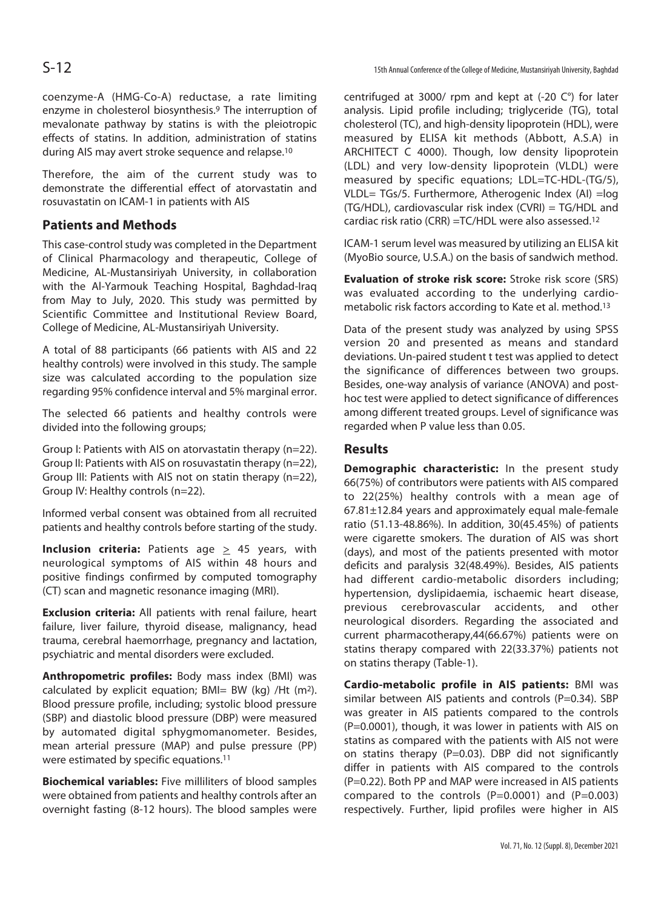coenzyme-A (HMG-Co-A) reductase, a rate limiting enzyme in cholesterol biosynthesis.[9] The interruption of mevalonate pathway by statins is with the pleiotropic effects of statins. In addition, administration of statins during AIS may avert stroke sequence and relapse.[10]

Therefore, the aim of the current study was to demonstrate the differential effect of atorvastatin and rosuvastatin on ICAM-1 in patients with AIS

## Patients and Methods

This case-control study was completed in the Department of Clinical Pharmacology and therapeutic, College of Medicine, AL-Mustansiriyah University, in collaboration with the Al-Yarmouk Teaching Hospital, Baghdad-Iraq from May to July, 2020. This study was permitted by Scientific Committee and Institutional Review Board, College of Medicine, AL-Mustansiriyah University.

A total of 88 participants (66 patients with AIS and 22 healthy controls) were involved in this study. The sample size was calculated according to the population size regarding 95% confidence interval and 5% marginal error.

The selected 66 patients and healthy controls were divided into the following groups;

Group I: Patients with AIS on atorvastatin therapy (n=22). Group II: Patients with AIS on rosuvastatin therapy (n=22), Group III: Patients with AIS not on statin therapy (n=22), Group IV: Healthy controls (n=22).

Informed verbal consent was obtained from all recruited patients and healthy controls before starting of the study.

**Inclusion criteria:** Patients age $\geq$ 45 years, with neurological symptoms of AIS within 48 hours and positive findings confirmed by computed tomography (CT) scan and magnetic resonance imaging (MRI).

**Exclusion criteria:** All patients with renal failure, heart failure, liver failure, thyroid disease, malignancy, head trauma, cerebral haemorrhage, pregnancy and lactation, psychiatric and mental disorders were excluded.

**Anthropometric profiles:** Body mass index (BMI) was calculated by explicit equation; BMI= BW (kg) /Ht ($m^2$). Blood pressure profile, including; systolic blood pressure (SBP) and diastolic blood pressure (DBP) were measured by automated digital sphygmomanometer. Besides, mean arterial pressure (MAP) and pulse pressure (PP) were estimated by specific equations.[11]

**Biochemical variables:** Five milliliters of blood samples were obtained from patients and healthy controls after an overnight fasting (8-12 hours). The blood samples were centrifuged at 3000/ rpm and kept at (-20 C°) for later analysis. Lipid profile including; triglyceride (TG), total cholesterol (TC), and high-density lipoprotein (HDL), were measured by ELISA kit methods (Abbott, A.S.A) in ARCHITECT C 4000). Though, low density lipoprotein (LDL) and very low-density lipoprotein (VLDL) were measured by specific equations; LDL=TC-HDL-(TG/5), VLDL= TGs/5. Furthermore, Atherogenic Index (AI) =log (TG/HDL), cardiovascular risk index (CVRI) = TG/HDL and cardiac risk ratio (CRR) =TC/HDL were also assessed.[12]

ICAM-1 serum level was measured by utilizing an ELISA kit (MyoBio source, U.S.A.) on the basis of sandwich method.

**Evaluation of stroke risk score:** Stroke risk score (SRS) was evaluated according to the underlying cardio-metabolic risk factors according to Kate et al. method.[13]

Data of the present study was analyzed by using SPSS version 20 and presented as means and standard deviations. Un-paired student t test was applied to detect the significance of differences between two groups. Besides, one-way analysis of variance (ANOVA) and post-hoc test were applied to detect significance of differences among different treated groups. Level of significance was regarded when P value less than 0.05.

## Results

**Demographic characteristic:** In the present study 66(75%) of contributors were patients with AIS compared to 22(25%) healthy controls with a mean age of 67.81±12.84 years and approximately equal male-female ratio (51.13-48.86%). In addition, 30(45.45%) of patients were cigarette smokers. The duration of AIS was short (days), and most of the patients presented with motor deficits and paralysis 32(48.49%). Besides, AIS patients had different cardio-metabolic disorders including; hypertension, dyslipidaemia, ischaemic heart disease, previous cerebrovascular accidents, and other neurological disorders. Regarding the associated and current pharmacotherapy,44(66.67%) patients were on statins therapy compared with 22(33.37%) patients not on statins therapy (Table-1).

**Cardio-metabolic profile in AIS patients:** BMI was similar between AIS patients and controls (P=0.34). SBP was greater in AIS patients compared to the controls (P=0.0001), though, it was lower in patients with AIS on statins as compared with the patients with AIS not were on statins therapy (P=0.03). DBP did not significantly differ in patients with AIS compared to the controls (P=0.22). Both PP and MAP were increased in AIS patients compared to the controls (P=0.0001) and (P=0.003) respectively. Further, lipid profiles were higher in AIS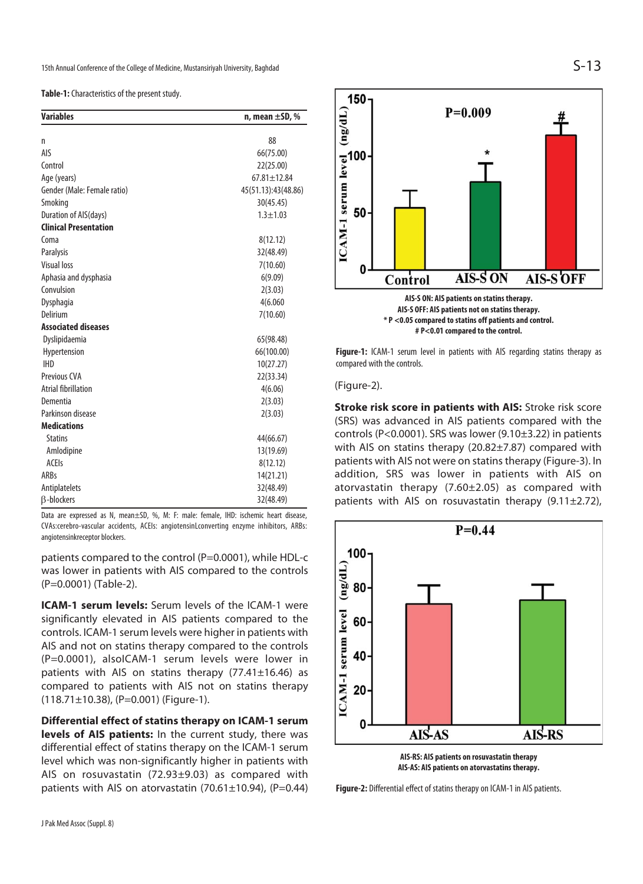**Table-1:** Characteristics of the present study.

| Variables | n, mean ±SD, % |
|---|---|
| n | 88 |
| AIS | 66(75.00) |
| Control | 22(25.00) |
| Age (years) | 67.81±12.84 |
| Gender (Male: Female ratio) | 45(51.13):43(48.86) |
| Smoking | 30(45.45) |
| Duration of AIS(days) | 1.3±1.03 |
| **Clinical Presentation** | |
| Coma | 8(12.12) |
| Paralysis | 32(48.49) |
| Visual loss | 7(10.60) |
| Aphasia and dysphasia | 6(9.09) |
| Convulsion | 2(3.03) |
| Dysphagia | 4(6.060 |
| Delirium | 7(10.60) |
| **Associated diseases** | |
| Dyslipidaemia | 65(98.48) |
| Hypertension | 66(100.00) |
| IHD | 10(27.27) |
| Previous CVA | 22(33.34) |
| Atrial fibrillation | 4(6.06) |
| Dementia | 2(3.03) |
| Parkinson disease | 2(3.03) |
| **Medications** | |
| Statins | 44(66.67) |
| Amlodipine | 13(19.69) |
| ACEIs | 8(12.12) |
| ARBs | 14(21.21) |
| Antiplatelets | 32(48.49) |
| β-blockers | 32(48.49) |

Data are expressed as N, mean±SD, %, M: F: male: female, IHD: ischemic heart disease, CVAs:cerebro-vascular accidents, ACEIs: angiotensinLconverting enzyme inhibitors, ARBs: angiotensinkreceptor blockers.

patients compared to the control (P=0.0001), while HDL-c was lower in patients with AIS compared to the controls (P=0.0001) (Table-2).

**ICAM-1 serum levels:** Serum levels of the ICAM-1 were significantly elevated in AIS patients compared to the controls. ICAM-1 serum levels were higher in patients with AIS and not on statins therapy compared to the controls (P=0.0001), alsoICAM-1 serum levels were lower in patients with AIS on statins therapy (77.41±16.46) as compared to patients with AIS not on statins therapy (118.71±10.38), (P=0.001) (Figure-1).

**Differential effect of statins therapy on ICAM-1 serum levels of AIS patients:** In the current study, there was differential effect of statins therapy on the ICAM-1 serum level which was non-significantly higher in patients with AIS on rosuvastatin (72.93±9.03) as compared with patients with AIS on atorvastatin (70.61±10.94), (P=0.44)

AIS-S ON: AIS patients on statins therapy.
AIS-S OFF: AIS patients not on statins therapy.
* P <0.05 compared to statins off patients and control.
# P<0.01 compared to the control.

**Figure-1:** ICAM-1 serum level in patients with AIS regarding statins therapy as compared with the controls.

(Figure-2).

**Stroke risk score in patients with AIS:** Stroke risk score (SRS) was advanced in AIS patients compared with the controls (P<0.0001). SRS was lower (9.10±3.22) in patients with AIS on statins therapy (20.82±7.87) compared with patients with AIS not were on statins therapy (Figure-3). In addition, SRS was lower in patients with AIS on atorvastatin therapy (7.60±2.05) as compared with patients with AIS on rosuvastatin therapy (9.11±2.72),

AIS-RS: AIS patients on rosuvastatin therapy
AIS-AS: AIS patients on atorvastatins therapy.

**Figure-2:** Differential effect of statins therapy on ICAM-1 in AIS patients.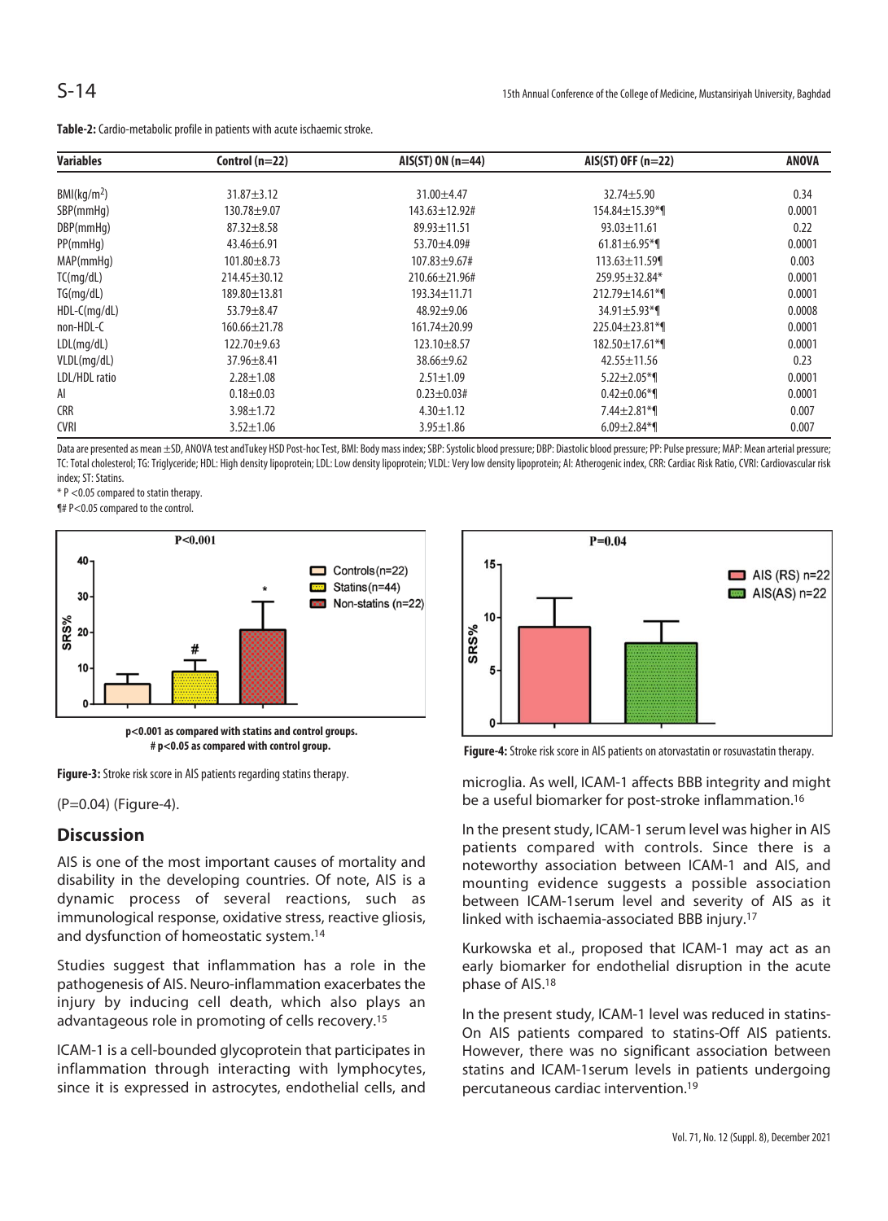**Table-2:** Cardio-metabolic profile in patients with acute ischaemic stroke.

| Variables | Control (n=22) | AIS(ST) ON (n=44) | AIS(ST) OFF (n=22) | ANOVA |
|---|---|---|---|---|
| BMI(kg/m$^2$) | 31.87±3.12 | 31.00±4.47 | 32.74±5.90 | 0.34 |
| SBP(mmHg) | 130.78±9.07 | 143.63±12.92# | 154.84±15.39*¶ | 0.0001 |
| DBP(mmHg) | 87.32±8.58 | 89.93±11.51 | 93.03±11.61 | 0.22 |
| PP(mmHg) | 43.46±6.91 | 53.70±4.09# | 61.81±6.95*¶ | 0.0001 |
| MAP(mmHg) | 101.80±8.73 | 107.83±9.67# | 113.63±11.59¶ | 0.003 |
| TC(mg/dL) | 214.45±30.12 | 210.66±21.96# | 259.95±32.84* | 0.0001 |
| TG(mg/dL) | 189.80±13.81 | 193.34±11.71 | 212.79±14.61*¶ | 0.0001 |
| HDL-C(mg/dL) | 53.79±8.47 | 48.92±9.06 | 34.91±5.93*¶ | 0.0008 |
| non-HDL-C | 160.66±21.78 | 161.74±20.99 | 225.04±23.81*¶ | 0.0001 |
| LDL(mg/dL) | 122.70±9.63 | 123.10±8.57 | 182.50±17.61*¶ | 0.0001 |
| VLDL(mg/dL) | 37.96±8.41 | 38.66±9.62 | 42.55±11.56 | 0.23 |
| LDL/HDL ratio | 2.28±1.08 | 2.51±1.09 | 5.22±2.05*¶ | 0.0001 |
| AI | 0.18±0.03 | 0.23±0.03# | 0.42±0.06*¶ | 0.0001 |
| CRR | 3.98±1.72 | 4.30±1.12 | 7.44±2.81*¶ | 0.007 |
| CVRI | 3.52±1.06 | 3.95±1.86 | 6.09±2.84*¶ | 0.007 |

Data are presented as mean ±SD, ANOVA test andTukey HSD Post-hoc Test, BMI: Body mass index; SBP: Systolic blood pressure; DBP: Diastolic blood pressure; PP: Pulse pressure; MAP: Mean arterial pressure; TC: Total cholesterol; TG: Triglyceride; HDL: High density lipoprotein; LDL: Low density lipoprotein; VLDL: Very low density lipoprotein; AI: Atherogenic index, CRR: Cardiac Risk Ratio, CVRI: Cardiovascular risk index; ST: Statins.

\* P <0.05 compared to statin therapy.

¶# P<0.05 compared to the control.

p<0.001 as compared with statins and control groups.
# p<0.05 as compared with control group.

**Figure-3:** Stroke risk score in AIS patients regarding statins therapy.

**Figure-4:** Stroke risk score in AIS patients on atorvastatin or rosuvastatin therapy.

(P=0.04) (Figure-4).

## Discussion

AIS is one of the most important causes of mortality and disability in the developing countries. Of note, AIS is a dynamic process of several reactions, such as immunological response, oxidative stress, reactive gliosis, and dysfunction of homeostatic system.[14]

Studies suggest that inflammation has a role in the pathogenesis of AIS. Neuro-inflammation exacerbates the injury by inducing cell death, which also plays an advantageous role in promoting of cells recovery.[15]

ICAM-1 is a cell-bounded glycoprotein that participates in inflammation through interacting with lymphocytes, since it is expressed in astrocytes, endothelial cells, and microglia. As well, ICAM-1 affects BBB integrity and might be a useful biomarker for post-stroke inflammation.[16]

In the present study, ICAM-1 serum level was higher in AIS patients compared with controls. Since there is a noteworthy association between ICAM-1 and AIS, and mounting evidence suggests a possible association between ICAM-1serum level and severity of AIS as it linked with ischaemia-associated BBB injury.[17]

Kurkowska et al., proposed that ICAM-1 may act as an early biomarker for endothelial disruption in the acute phase of AIS.[18]

In the present study, ICAM-1 level was reduced in statins-On AIS patients compared to statins-Off AIS patients. However, there was no significant association between statins and ICAM-1serum levels in patients undergoing percutaneous cardiac intervention.[19]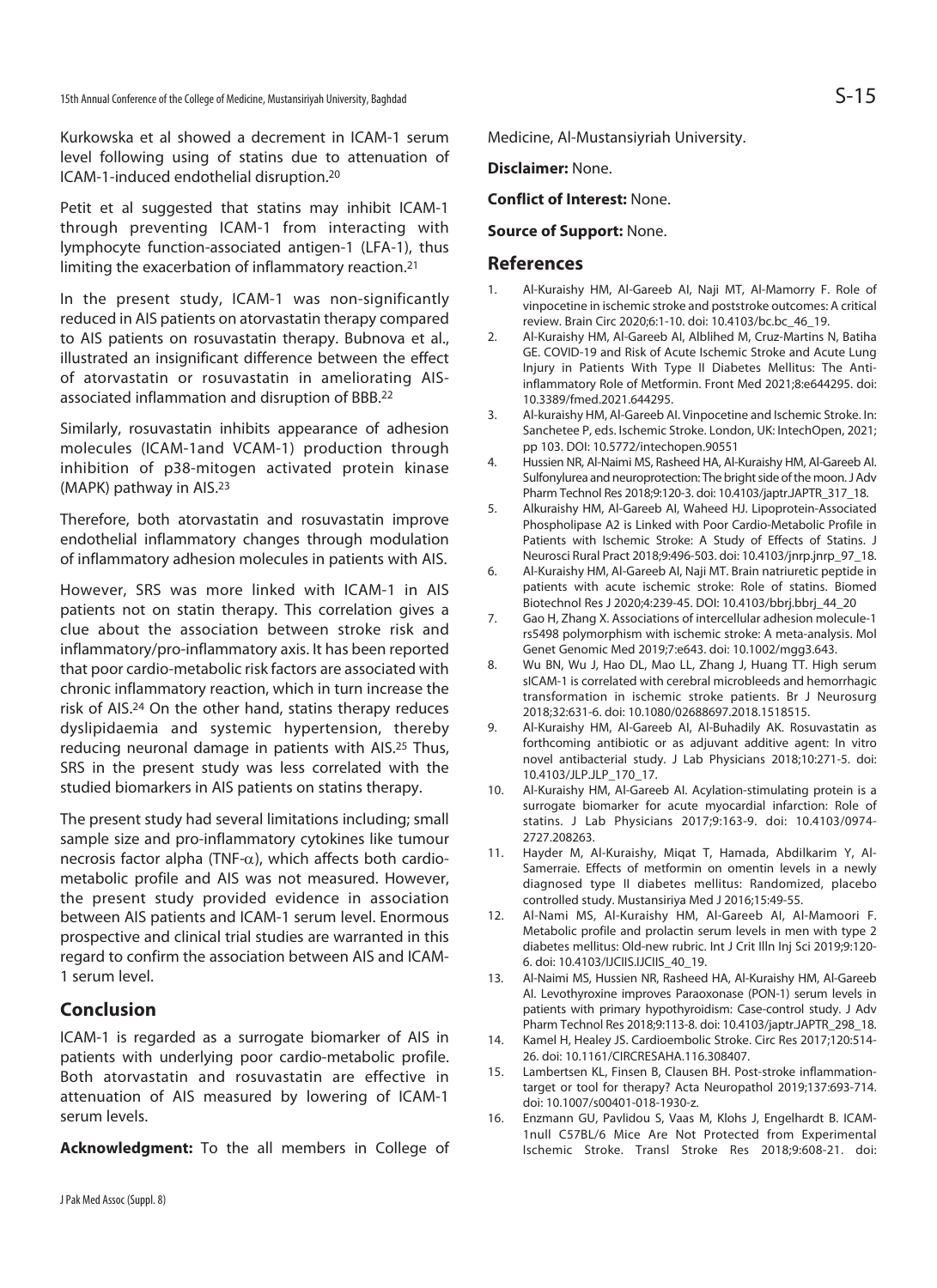Kurkowska et al showed a decrement in ICAM-1 serum level following using of statins due to attenuation of ICAM-1-induced endothelial disruption.[20]

Petit et al suggested that statins may inhibit ICAM-1 through preventing ICAM-1 from interacting with lymphocyte function-associated antigen-1 (LFA-1), thus limiting the exacerbation of inflammatory reaction.[21]

In the present study, ICAM-1 was non-significantly reduced in AIS patients on atorvastatin therapy compared to AIS patients on rosuvastatin therapy. Bubnova et al., illustrated an insignificant difference between the effect of atorvastatin or rosuvastatin in ameliorating AIS-associated inflammation and disruption of BBB.[22]

Similarly, rosuvastatin inhibits appearance of adhesion molecules (ICAM-1and VCAM-1) production through inhibition of p38-mitogen activated protein kinase (MAPK) pathway in AIS.[23]

Therefore, both atorvastatin and rosuvastatin improve endothelial inflammatory changes through modulation of inflammatory adhesion molecules in patients with AIS.

However, SRS was more linked with ICAM-1 in AIS patients not on statin therapy. This correlation gives a clue about the association between stroke risk and inflammatory/pro-inflammatory axis. It has been reported that poor cardio-metabolic risk factors are associated with chronic inflammatory reaction, which in turn increase the risk of AIS.[24] On the other hand, statins therapy reduces dyslipidaemia and systemic hypertension, thereby reducing neuronal damage in patients with AIS.[25] Thus, SRS in the present study was less correlated with the studied biomarkers in AIS patients on statins therapy.

The present study had several limitations including; small sample size and pro-inflammatory cytokines like tumour necrosis factor alpha (TNF-$\alpha$), which affects both cardio-metabolic profile and AIS was not measured. However, the present study provided evidence in association between AIS patients and ICAM-1 serum level. Enormous prospective and clinical trial studies are warranted in this regard to confirm the association between AIS and ICAM-1 serum level.

## Conclusion

ICAM-1 is regarded as a surrogate biomarker of AIS in patients with underlying poor cardio-metabolic profile. Both atorvastatin and rosuvastatin are effective in attenuation of AIS measured by lowering of ICAM-1 serum levels.

**Acknowledgment:** To the all members in College of Medicine, Al-Mustansiyriah University.

**Disclaimer:** None.

**Conflict of Interest:** None.

**Source of Support:** None.

## References

1. Al-Kuraishy HM, Al-Gareeb AI, Naji MT, Al-Mamorry F. Role of vinpocetine in ischemic stroke and poststroke outcomes: A critical review. Brain Circ 2020;6:1-10. doi: 10.4103/bc.bc_46_19.
2. Al-Kuraishy HM, Al-Gareeb AI, Alblihed M, Cruz-Martins N, Batiha GE. COVID-19 and Risk of Acute Ischemic Stroke and Acute Lung Injury in Patients With Type II Diabetes Mellitus: The Anti-inflammatory Role of Metformin. Front Med 2021;8:e644295. doi: 10.3389/fmed.2021.644295.
3. Al-kuraishy HM, Al-Gareeb AI. Vinpocetine and Ischemic Stroke. In: Sanchetee P, eds. Ischemic Stroke. London, UK: IntechOpen, 2021; pp 103. DOI: 10.5772/intechopen.90551
4. Hussien NR, Al-Naimi MS, Rasheed HA, Al-Kuraishy HM, Al-Gareeb AI. Sulfonylurea and neuroprotection: The bright side of the moon. J Adv Pharm Technol Res 2018;9:120-3. doi: 10.4103/japtr.JAPTR_317_18.
5. Alkuraishy HM, Al-Gareeb AI, Waheed HJ. Lipoprotein-Associated Phospholipase A2 is Linked with Poor Cardio-Metabolic Profile in Patients with Ischemic Stroke: A Study of Effects of Statins. J Neurosci Rural Pract 2018;9:496-503. doi: 10.4103/jnrp.jnrp_97_18.
6. Al-Kuraishy HM, Al-Gareeb AI, Naji MT. Brain natriuretic peptide in patients with acute ischemic stroke: Role of statins. Biomed Biotechnol Res J 2020;4:239-45. DOI: 10.4103/bbrj.bbrj_44_20
7. Gao H, Zhang X. Associations of intercellular adhesion molecule-1 rs5498 polymorphism with ischemic stroke: A meta-analysis. Mol Genet Genomic Med 2019;7:e643. doi: 10.1002/mgg3.643.
8. Wu BN, Wu J, Hao DL, Mao LL, Zhang J, Huang TT. High serum sICAM-1 is correlated with cerebral microbleeds and hemorrhagic transformation in ischemic stroke patients. Br J Neurosurg 2018;32:631-6. doi: 10.1080/02688697.2018.1518515.
9. Al-Kuraishy HM, Al-Gareeb AI, Al-Buhadily AK. Rosuvastatin as forthcoming antibiotic or as adjuvant additive agent: In vitro novel antibacterial study. J Lab Physicians 2018;10:271-5. doi: 10.4103/JLP.JLP_170_17.
10. Al-Kuraishy HM, Al-Gareeb AI. Acylation-stimulating protein is a surrogate biomarker for acute myocardial infarction: Role of statins. J Lab Physicians 2017;9:163-9. doi: 10.4103/0974-2727.208263.
11. Hayder M, Al-Kuraishy, Miqat T, Hamada, Abdilkarim Y, Al-Samerraie. Effects of metformin on omentin levels in a newly diagnosed type II diabetes mellitus: Randomized, placebo controlled study. Mustansiriya Med J 2016;15:49-55.
12. Al-Nami MS, Al-Kuraishy HM, Al-Gareeb AI, Al-Mamoori F. Metabolic profile and prolactin serum levels in men with type 2 diabetes mellitus: Old-new rubric. Int J Crit Illn Inj Sci 2019;9:120-6. doi: 10.4103/IJCIIS.IJCIIS_40_19.
13. Al-Naimi MS, Hussien NR, Rasheed HA, Al-Kuraishy HM, Al-Gareeb AI. Levothyroxine improves Paraoxonase (PON-1) serum levels in patients with primary hypothyroidism: Case-control study. J Adv Pharm Technol Res 2018;9:113-8. doi: 10.4103/japtr.JAPTR_298_18.
14. Kamel H, Healey JS. Cardioembolic Stroke. Circ Res 2017;120:514-26. doi: 10.1161/CIRCRESAHA.116.308407.
15. Lambertsen KL, Finsen B, Clausen BH. Post-stroke inflammation-target or tool for therapy? Acta Neuropathol 2019;137:693-714. doi: 10.1007/s00401-018-1930-z.
16. Enzmann GU, Pavlidou S, Vaas M, Klohs J, Engelhardt B. ICAM-1null C57BL/6 Mice Are Not Protected from Experimental Ischemic Stroke. Transl Stroke Res 2018;9:608-21. doi: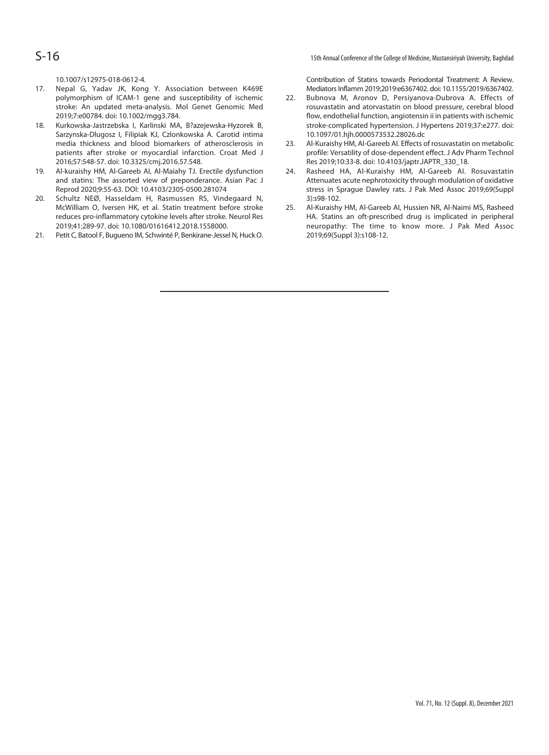10.1007/s12975-018-0612-4.

17. Nepal G, Yadav JK, Kong Y. Association between K469E polymorphism of ICAM-1 gene and susceptibility of ischemic stroke: An updated meta-analysis. Mol Genet Genomic Med 2019;7:e00784. doi: 10.1002/mgg3.784.
18. Kurkowska-Jastrzebska I, Karlinski MA, B?azejewska-Hyzorek B, Sarzynska-Dlugosz I, Filipiak KJ, Czlonkowska A. Carotid intima media thickness and blood biomarkers of atherosclerosis in patients after stroke or myocardial infarction. Croat Med J 2016;57:548-57. doi: 10.3325/cmj.2016.57.548.
19. Al-kuraishy HM, Al-Gareeb AI, Al-Maiahy TJ. Erectile dysfunction and statins: The assorted view of preponderance. Asian Pac J Reprod 2020;9:55-63. DOI: 10.4103/2305-0500.281074
20. Schultz NEØ, Hasseldam H, Rasmussen RS, Vindegaard N, McWilliam O, Iversen HK, et al. Statin treatment before stroke reduces pro-inflammatory cytokine levels after stroke. Neurol Res 2019;41:289-97. doi: 10.1080/01616412.2018.1558000.
21. Petit C, Batool F, Bugueno IM, Schwinté P, Benkirane-Jessel N, Huck O. Contribution of Statins towards Periodontal Treatment: A Review. Mediators Inflamm 2019;2019:e6367402. doi: 10.1155/2019/6367402.
22. Bubnova M, Aronov D, Persiyanova-Dubrova A. Effects of rosuvastatin and atorvastatin on blood pressure, cerebral blood flow, endothelial function, angiotensin ii in patients with ischemic stroke-complicated hypertension. J Hypertens 2019;37:e277. doi: 10.1097/01.hjh.0000573532.28026.dc
23. Al-Kuraishy HM, Al-Gareeb AI. Effects of rosuvastatin on metabolic profile: Versatility of dose-dependent effect. J Adv Pharm Technol Res 2019;10:33-8. doi: 10.4103/japtr.JAPTR_330_18.
24. Rasheed HA, Al-Kuraishy HM, Al-Gareeb AI. Rosuvastatin Attenuates acute nephrotoxicity through modulation of oxidative stress in Sprague Dawley rats. J Pak Med Assoc 2019;69(Suppl 3):s98-102.
25. Al-Kuraishy HM, Al-Gareeb AI, Hussien NR, Al-Naimi MS, Rasheed HA. Statins an oft-prescribed drug is implicated in peripheral neuropathy: The time to know more. J Pak Med Assoc 2019;69(Suppl 3):s108-12.